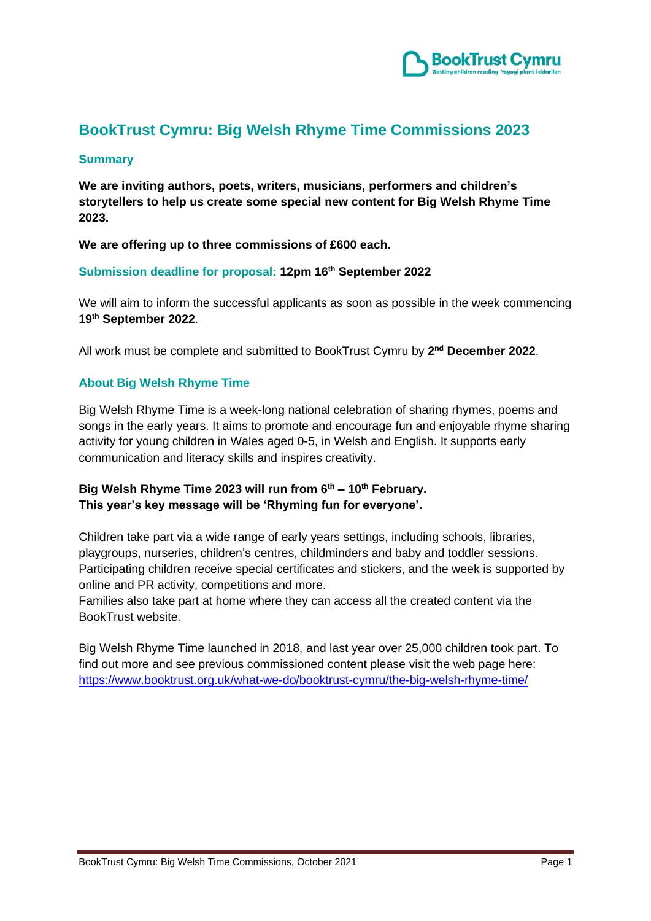# BookTrust Cymru: Big Welsh Rhyme Time Commissions 2023

## Summary

**We are inviting authors, poets, writers, musicians, performers and children's storytellers to help us create some special new content for Big Welsh Rhyme Time 2023.**

**We are offering up to three commissions of £600 each.**

**Submission deadline for proposal: 12pm 16th September 2022**

We will aim to inform the successful applicants as soon as possible in the week commencing **19th September 2022**.

All work must be complete and submitted to BookTrust Cymru by **2nd December 2022**.

## About Big Welsh Rhyme Time

Big Welsh Rhyme Time is a week-long national celebration of sharing rhymes, poems and songs in the early years. It aims to promote and encourage fun and enjoyable rhyme sharing activity for young children in Wales aged 0-5, in Welsh and English. It supports early communication and literacy skills and inspires creativity.

**Big Welsh Rhyme Time 2023 will run from 6th – 10th February.**
**This year's key message will be 'Rhyming fun for everyone'.**

Children take part via a wide range of early years settings, including schools, libraries, playgroups, nurseries, children's centres, childminders and baby and toddler sessions. Participating children receive special certificates and stickers, and the week is supported by online and PR activity, competitions and more.
Families also take part at home where they can access all the created content via the BookTrust website.

Big Welsh Rhyme Time launched in 2018, and last year over 25,000 children took part. To find out more and see previous commissioned content please visit the web page here: https://www.booktrust.org.uk/what-we-do/booktrust-cymru/the-big-welsh-rhyme-time/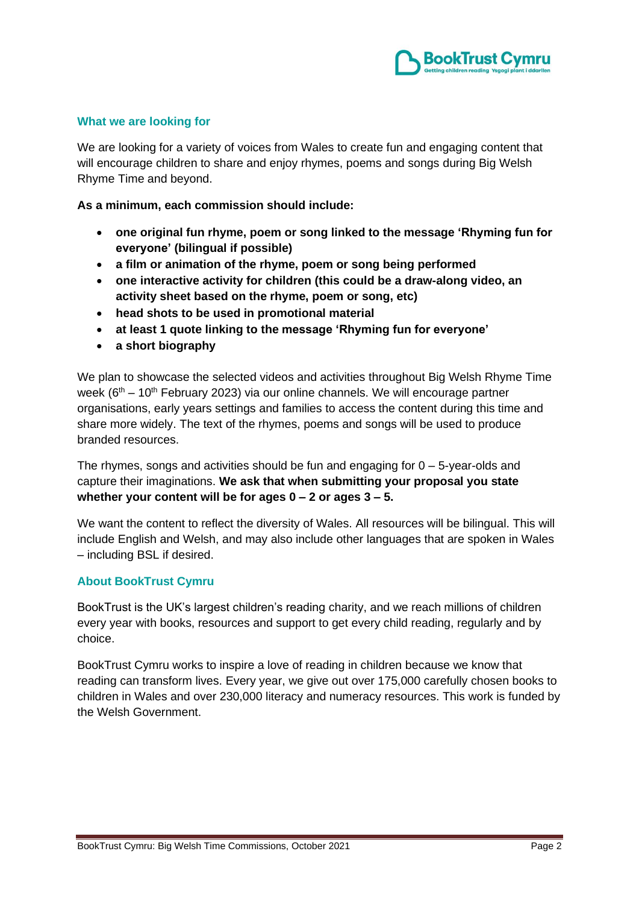## What we are looking for

We are looking for a variety of voices from Wales to create fun and engaging content that will encourage children to share and enjoy rhymes, poems and songs during Big Welsh Rhyme Time and beyond.

**As a minimum, each commission should include:**

- **one original fun rhyme, poem or song linked to the message 'Rhyming fun for everyone' (bilingual if possible)**
- **a film or animation of the rhyme, poem or song being performed**
- **one interactive activity for children (this could be a draw-along video, an activity sheet based on the rhyme, poem or song, etc)**
- **head shots to be used in promotional material**
- **at least 1 quote linking to the message 'Rhyming fun for everyone'**
- **a short biography**

We plan to showcase the selected videos and activities throughout Big Welsh Rhyme Time week (6th – 10th February 2023) via our online channels. We will encourage partner organisations, early years settings and families to access the content during this time and share more widely. The text of the rhymes, poems and songs will be used to produce branded resources.

The rhymes, songs and activities should be fun and engaging for 0 – 5-year-olds and capture their imaginations. **We ask that when submitting your proposal you state whether your content will be for ages 0 – 2 or ages 3 – 5.**

We want the content to reflect the diversity of Wales. All resources will be bilingual. This will include English and Welsh, and may also include other languages that are spoken in Wales – including BSL if desired.

## About BookTrust Cymru

BookTrust is the UK's largest children's reading charity, and we reach millions of children every year with books, resources and support to get every child reading, regularly and by choice.

BookTrust Cymru works to inspire a love of reading in children because we know that reading can transform lives. Every year, we give out over 175,000 carefully chosen books to children in Wales and over 230,000 literacy and numeracy resources. This work is funded by the Welsh Government.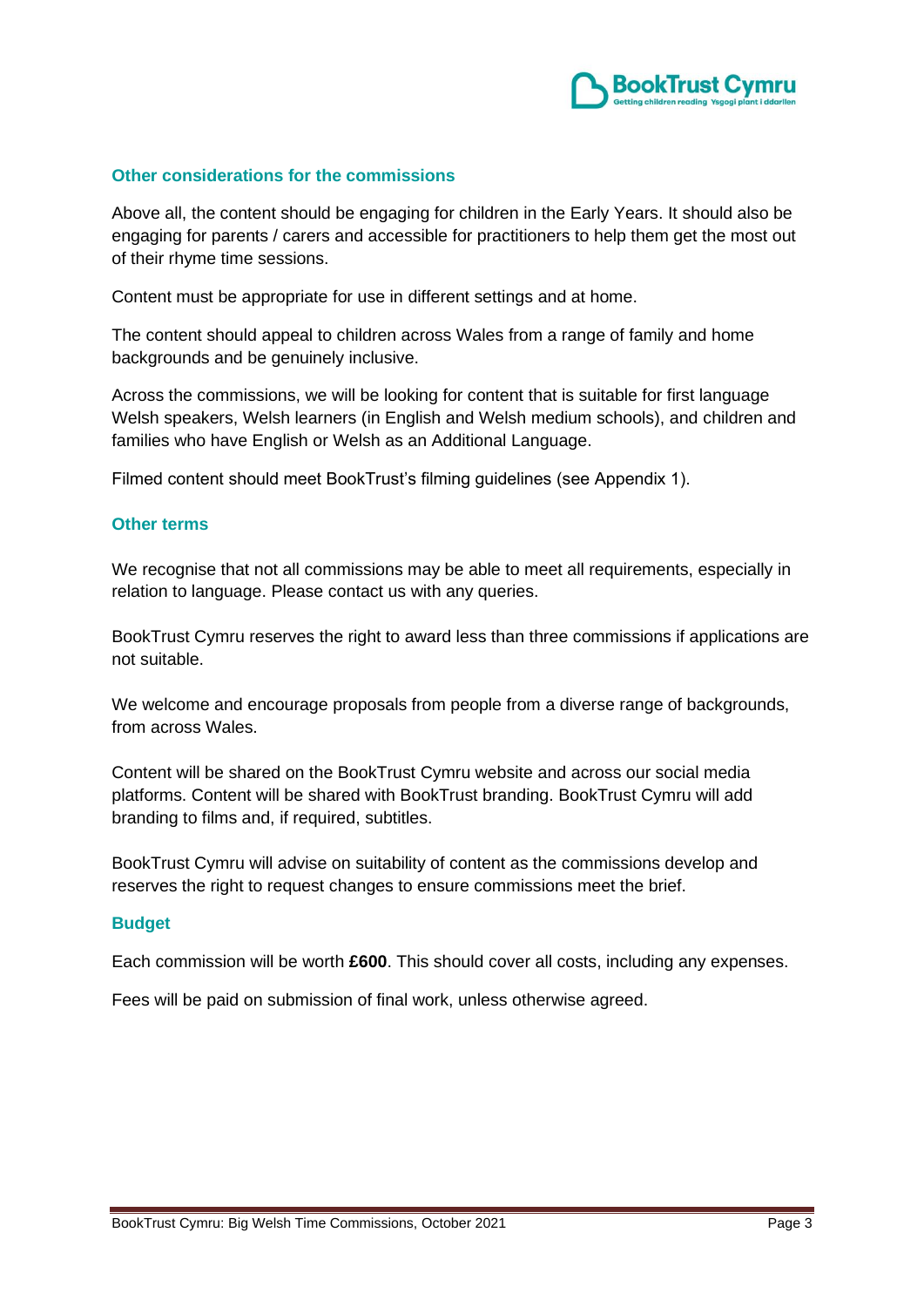## Other considerations for the commissions

Above all, the content should be engaging for children in the Early Years. It should also be engaging for parents / carers and accessible for practitioners to help them get the most out of their rhyme time sessions.

Content must be appropriate for use in different settings and at home.

The content should appeal to children across Wales from a range of family and home backgrounds and be genuinely inclusive.

Across the commissions, we will be looking for content that is suitable for first language Welsh speakers, Welsh learners (in English and Welsh medium schools), and children and families who have English or Welsh as an Additional Language.

Filmed content should meet BookTrust's filming guidelines (see Appendix 1).

## Other terms

We recognise that not all commissions may be able to meet all requirements, especially in relation to language. Please contact us with any queries.

BookTrust Cymru reserves the right to award less than three commissions if applications are not suitable.

We welcome and encourage proposals from people from a diverse range of backgrounds, from across Wales.

Content will be shared on the BookTrust Cymru website and across our social media platforms. Content will be shared with BookTrust branding. BookTrust Cymru will add branding to films and, if required, subtitles.

BookTrust Cymru will advise on suitability of content as the commissions develop and reserves the right to request changes to ensure commissions meet the brief.

## Budget

Each commission will be worth **£600**. This should cover all costs, including any expenses.

Fees will be paid on submission of final work, unless otherwise agreed.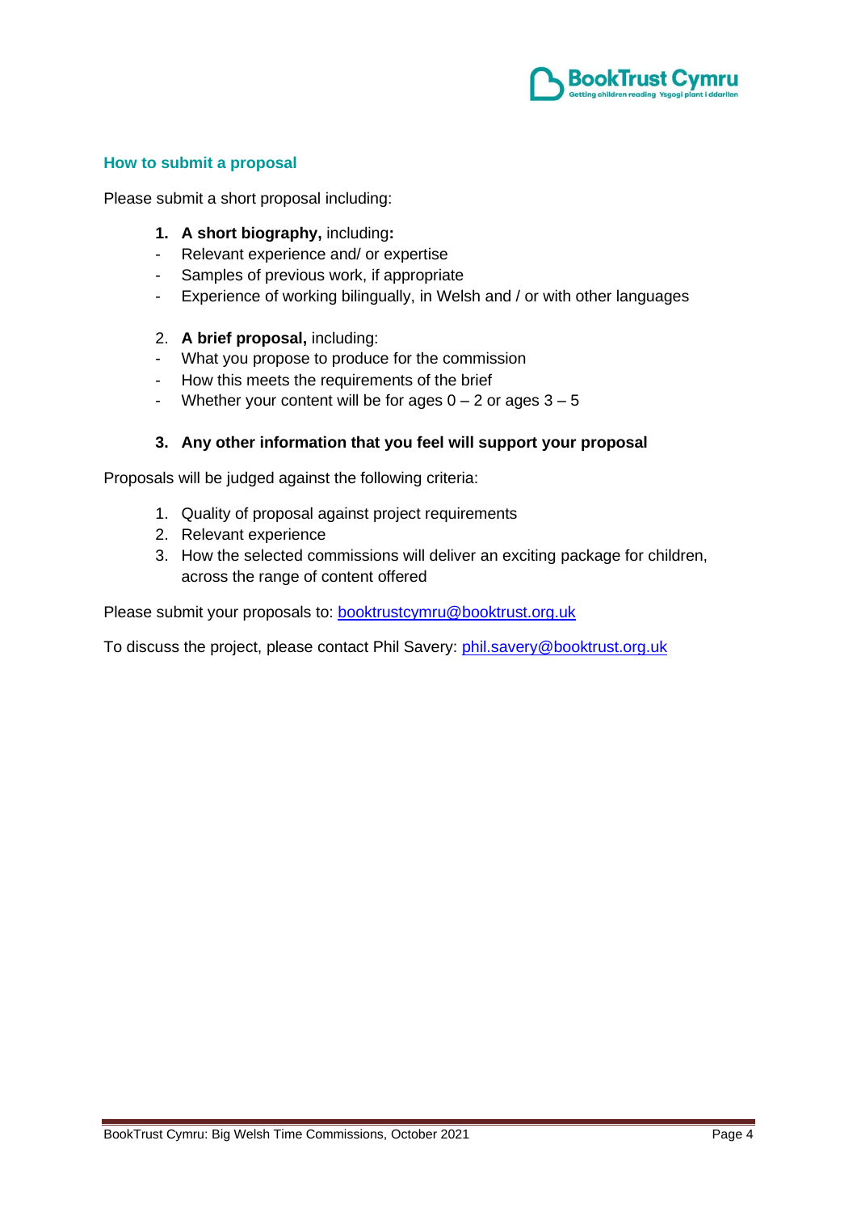## How to submit a proposal

Please submit a short proposal including:

1. **A short biography,** including**:**
   - Relevant experience and/ or expertise
   - Samples of previous work, if appropriate
   - Experience of working bilingually, in Welsh and / or with other languages

2. **A brief proposal,** including:
   - What you propose to produce for the commission
   - How this meets the requirements of the brief
   - Whether your content will be for ages 0 – 2 or ages 3 – 5

3. **Any other information that you feel will support your proposal**

Proposals will be judged against the following criteria:

1. Quality of proposal against project requirements
2. Relevant experience
3. How the selected commissions will deliver an exciting package for children, across the range of content offered

Please submit your proposals to: booktrustcymru@booktrust.org.uk

To discuss the project, please contact Phil Savery: phil.savery@booktrust.org.uk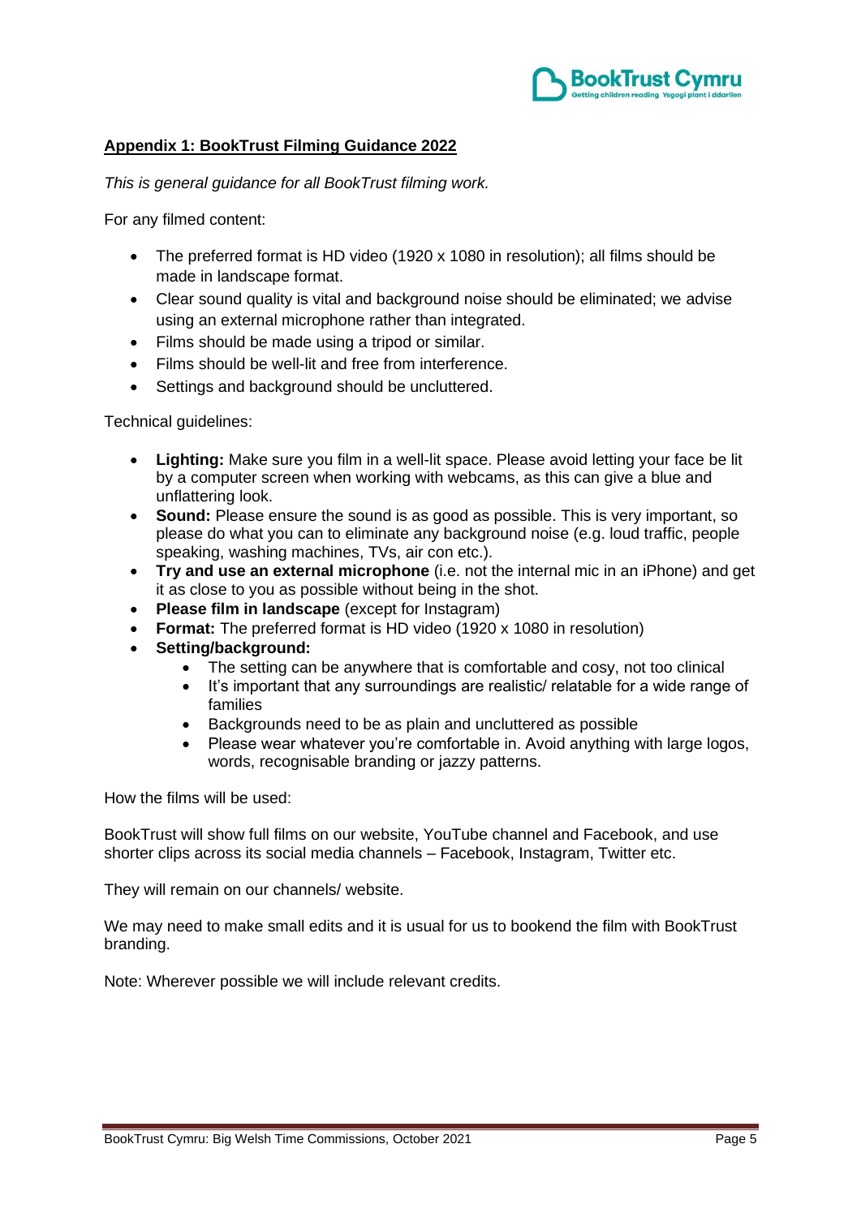## Appendix 1: BookTrust Filming Guidance 2022

*This is general guidance for all BookTrust filming work.*

For any filmed content:

- The preferred format is HD video (1920 x 1080 in resolution); all films should be made in landscape format.
- Clear sound quality is vital and background noise should be eliminated; we advise using an external microphone rather than integrated.
- Films should be made using a tripod or similar.
- Films should be well-lit and free from interference.
- Settings and background should be uncluttered.

Technical guidelines:

- **Lighting:** Make sure you film in a well-lit space. Please avoid letting your face be lit by a computer screen when working with webcams, as this can give a blue and unflattering look.
- **Sound:** Please ensure the sound is as good as possible. This is very important, so please do what you can to eliminate any background noise (e.g. loud traffic, people speaking, washing machines, TVs, air con etc.).
- **Try and use an external microphone** (i.e. not the internal mic in an iPhone) and get it as close to you as possible without being in the shot.
- **Please film in landscape** (except for Instagram)
- **Format:** The preferred format is HD video (1920 x 1080 in resolution)
- **Setting/background:**
    - The setting can be anywhere that is comfortable and cosy, not too clinical
    - It's important that any surroundings are realistic/ relatable for a wide range of families
    - Backgrounds need to be as plain and uncluttered as possible
    - Please wear whatever you're comfortable in. Avoid anything with large logos, words, recognisable branding or jazzy patterns.

How the films will be used:

BookTrust will show full films on our website, YouTube channel and Facebook, and use shorter clips across its social media channels – Facebook, Instagram, Twitter etc.

They will remain on our channels/ website.

We may need to make small edits and it is usual for us to bookend the film with BookTrust branding.

Note: Wherever possible we will include relevant credits.